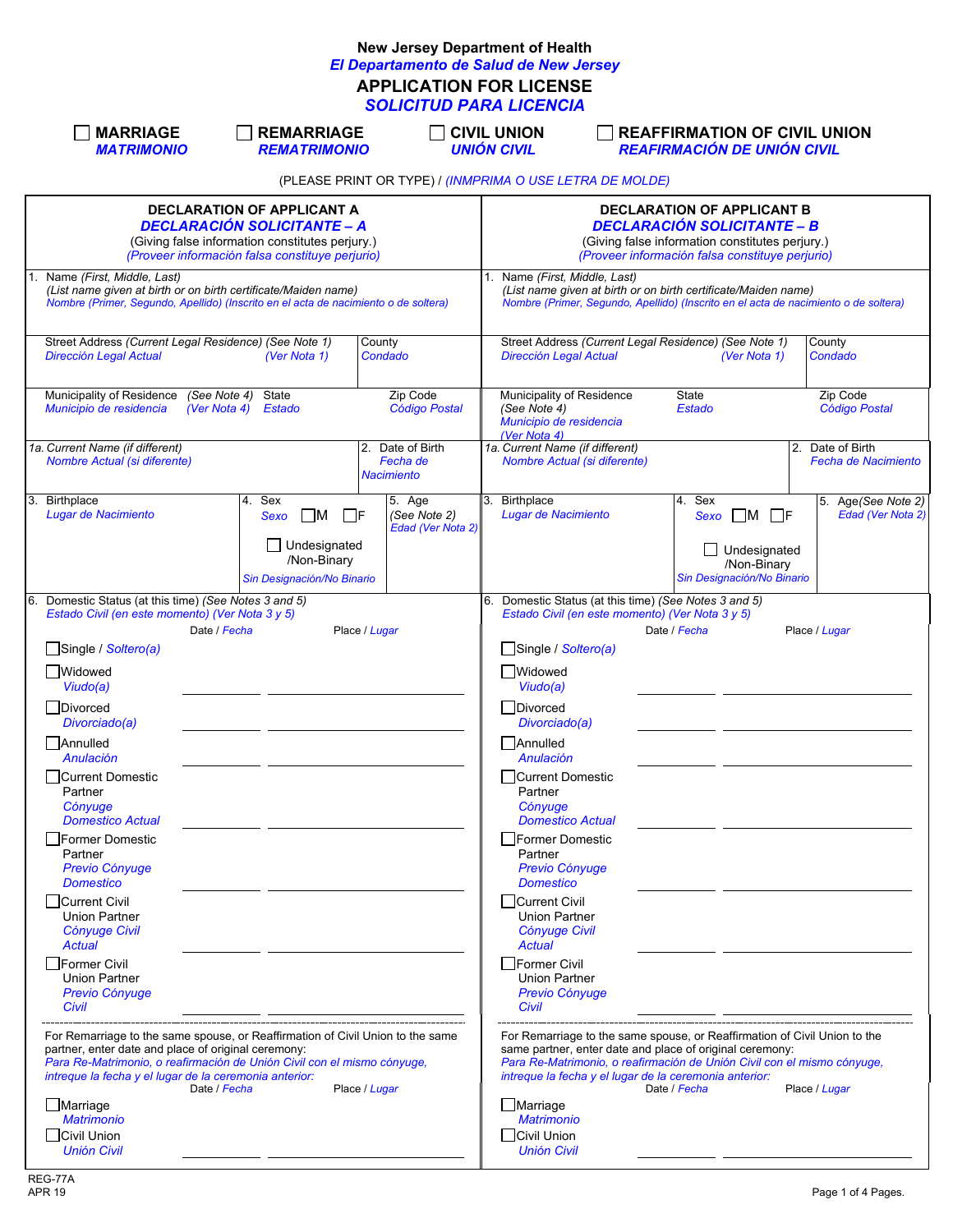# New Jersey Department of Health
*El Departamento de Salud de New Jersey*

## APPLICATION FOR LICENSE
*SOLICITUD PARA LICENCIA*

☐ **MARRIAGE** *MATRIMONIO* ☐ **REMARRIAGE** *REMATRIMONIO* ☐ **CIVIL UNION** *UNIÓN CIVIL* ☐ **REAFFIRMATION OF CIVIL UNION** *REAFIRMACIÓN DE UNIÓN CIVIL*

(PLEASE PRINT OR TYPE) / *(INMPRIMA O USE LETRA DE MOLDE)*

| **DECLARATION OF APPLICANT A** *DECLARACIÓN SOLICITANTE – A* (Giving false information constitutes perjury.) *(Proveer información falsa constituye perjurio)* | **DECLARATION OF APPLICANT B** *DECLARACIÓN SOLICITANTE – B* (Giving false information constitutes perjury.) *(Proveer información falsa constituye perjurio)* |
|---|---|
| 1. Name *(First, Middle, Last)* *(List name given at birth or on birth certificate/Maiden name)* *Nombre (Primer, Segundo, Apellido) (Inscrito en el acta de nacimiento o de soltera)* | 1. Name *(First, Middle, Last)* *(List name given at birth or on birth certificate/Maiden name)* *Nombre (Primer, Segundo, Apellido) (Inscrito en el acta de nacimiento o de soltera)* |
| Street Address *(Current Legal Residence)* (See Note 1) *Dirección Legal Actual (Ver Nota 1)* / County *Condado* | Street Address *(Current Legal Residence)* (See Note 1) *Dirección Legal Actual (Ver Nota 1)* / County *Condado* |
| Municipality of Residence (See Note 4) *Municipio de residencia (Ver Nota 4)* / State *Estado* / Zip Code *Código Postal* | Municipality of Residence (See Note 4) *Municipio de residencia (Ver Nota 4)* / State *Estado* / Zip Code *Código Postal* |
| 1a. *Current Name (if different)* *Nombre Actual (si diferente)* / 2. Date of Birth *Fecha de Nacimiento* | 1a. *Current Name (if different)* *Nombre Actual (si diferente)* / 2. Date of Birth *Fecha de Nacimiento* |
| 3. Birthplace *Lugar de Nacimiento* / 4. Sex *Sexo* ☐M ☐F ☐ Undesignated /Non-Binary *Sin Designación/No Binario* / 5. Age *(See Note 2)* *Edad (Ver Nota 2)* | 3. Birthplace *Lugar de Nacimiento* / 4. Sex *Sexo* ☐M ☐F ☐ Undesignated /Non-Binary *Sin Designación/No Binario* / 5. Age *(See Note 2)* *Edad (Ver Nota 2)* |

### 6. Domestic Status (at this time) *(See Notes 3 and 5)* *Estado Civil (en este momento) (Ver Nota 3 y 5)*

| Applicant A | Date / *Fecha* | Place / *Lugar* | Applicant B | Date / *Fecha* | Place / *Lugar* |
|---|---|---|---|---|---|
| ☐ Single / *Soltero(a)* | | | ☐ Single / *Soltero(a)* | | |
| ☐ Widowed *Viudo(a)* | | | ☐ Widowed *Viudo(a)* | | |
| ☐ Divorced *Divorciado(a)* | | | ☐ Divorced *Divorciado(a)* | | |
| ☐ Annulled *Anulación* | | | ☐ Annulled *Anulación* | | |
| ☐ Current Domestic Partner *Cónyuge Domestico Actual* | | | ☐ Current Domestic Partner *Cónyuge Domestico Actual* | | |
| ☐ Former Domestic Partner *Previo Cónyuge Domestico* | | | ☐ Former Domestic Partner *Previo Cónyuge Domestico* | | |
| ☐ Current Civil Union Partner *Cónyuge Civil Actual* | | | ☐ Current Civil Union Partner *Cónyuge Civil Actual* | | |
| ☐ Former Civil Union Partner *Previo Cónyuge Civil* | | | ☐ Former Civil Union Partner *Previo Cónyuge Civil* | | |

For Remarriage to the same spouse, or Reaffirmation of Civil Union to the same partner, enter date and place of original ceremony:
*Para Re-Matrimonio, o reafirmación de Unión Civil con el mismo cónyuge, intreque la fecha y el lugar de la ceremonia anterior:*

| Applicant A | Date / *Fecha* | Place / *Lugar* | Applicant B | Date / *Fecha* | Place / *Lugar* |
|---|---|---|---|---|---|
| ☐ Marriage *Matrimonio* | | | ☐ Marriage *Matrimonio* | | |
| ☐ Civil Union *Unión Civil* | | | ☐ Civil Union *Unión Civil* | | |

REG-77A
APR 19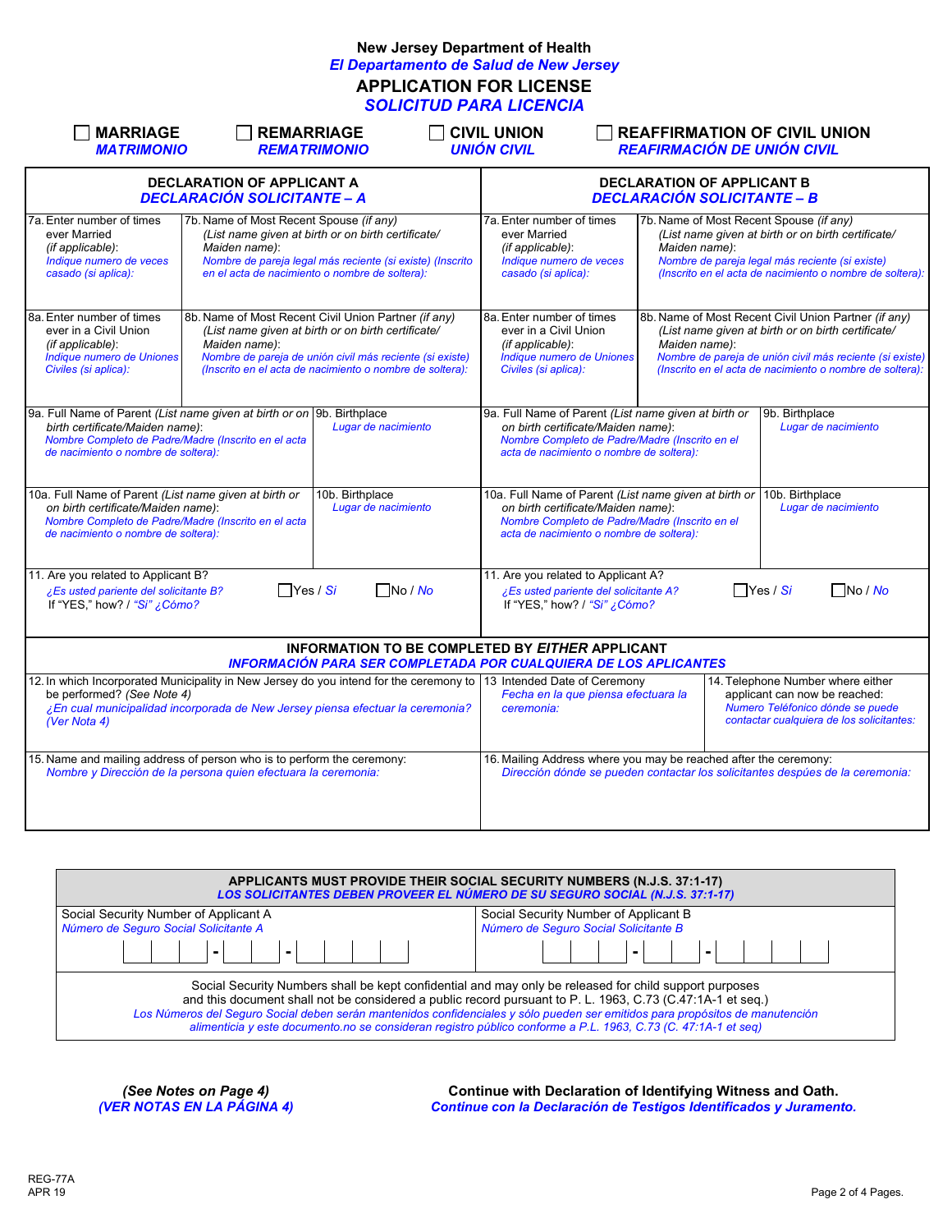# New Jersey Department of Health
## *El Departamento de Salud de New Jersey*

# APPLICATION FOR LICENSE
## *SOLICITUD PARA LICENCIA*

☐ **MARRIAGE** *MATRIMONIO* ☐ **REMARRIAGE** *REMATRIMONIO* ☐ **CIVIL UNION** *UNIÓN CIVIL* ☐ **REAFFIRMATION OF CIVIL UNION** *REAFIRMACIÓN DE UNIÓN CIVIL*

| **DECLARATION OF APPLICANT A** *DECLARACIÓN SOLICITANTE – A* | | **DECLARATION OF APPLICANT B** *DECLARACIÓN SOLICITANTE – B* | |
|---|---|---|---|
| 7a. Enter number of times ever Married (*if applicable*): *Indique numero de veces casado (si aplica):* | 7b. Name of Most Recent Spouse (*if any*) (*List name given at birth or on birth certificate/ Maiden name*): *Nombre de pareja legal más reciente (si existe) (Inscrito en el acta de nacimiento o nombre de soltera):* | 7a. Enter number of times ever Married (*if applicable*): *Indique numero de veces casado (si aplica):* | 7b. Name of Most Recent Spouse (*if any*) (*List name given at birth or on birth certificate/ Maiden name*): *Nombre de pareja legal más reciente (si existe) (Inscrito en el acta de nacimiento o nombre de soltera):* |
| 8a. Enter number of times ever in a Civil Union (*if applicable*): *Indique numero de Uniones Civiles (si aplica):* | 8b. Name of Most Recent Civil Union Partner (*if any*) (*List name given at birth or on birth certificate/ Maiden name*): *Nombre de pareja de unión civil más reciente (si existe) (Inscrito en el acta de nacimiento o nombre de soltera):* | 8a. Enter number of times ever in a Civil Union (*if applicable*): *Indique numero de Uniones Civiles (si aplica):* | 8b. Name of Most Recent Civil Union Partner (*if any*) (*List name given at birth or on birth certificate/ Maiden name*): *Nombre de pareja de unión civil más reciente (si existe) (Inscrito en el acta de nacimiento o nombre de soltera):* |
| 9a. Full Name of Parent (*List name given at birth or on birth certificate/Maiden name*): *Nombre Completo de Padre/Madre (Inscrito en el acta de nacimiento o nombre de soltera):* | 9b. Birthplace *Lugar de nacimiento* | 9a. Full Name of Parent (*List name given at birth or on birth certificate/Maiden name*): *Nombre Completo de Padre/Madre (Inscrito en el acta de nacimiento o nombre de soltera):* | 9b. Birthplace *Lugar de nacimiento* |
| 10a. Full Name of Parent (*List name given at birth or on birth certificate/Maiden name*): *Nombre Completo de Padre/Madre (Inscrito en el acta de nacimiento o nombre de soltera):* | 10b. Birthplace *Lugar de nacimiento* | 10a. Full Name of Parent (*List name given at birth or on birth certificate/Maiden name*): *Nombre Completo de Padre/Madre (Inscrito en el acta de nacimiento o nombre de soltera):* | 10b. Birthplace *Lugar de nacimiento* |
| 11. Are you related to Applicant B? *¿Es usted pariente del solicitante B?* ☐Yes / *Si* ☐No / *No* If "YES," how? / *"Si" ¿Cómo?* | | 11. Are you related to Applicant A? *¿Es usted pariente del solicitante A?* ☐Yes / *Si* ☐No / *No* If "YES," how? / *"Si" ¿Cómo?* | |

| **INFORMATION TO BE COMPLETED BY *EITHER* APPLICANT** *INFORMACIÓN PARA SER COMPLETADA POR CUALQUIERA DE LOS APLICANTES* | | |
|---|---|---|
| 12. In which Incorporated Municipality in New Jersey do you intend for the ceremony to be performed? (*See Note 4*) *¿En cual municipalidad incorporada de New Jersey piensa efectuar la ceremonia? (Ver Nota 4)* | 13 Intended Date of Ceremony *Fecha en la que piensa efectuara la ceremonia:* | 14. Telephone Number where either applicant can now be reached: *Numero Teléfonico dónde se puede contactar cualquiera de los solicitantes:* |
| 15. Name and mailing address of person who is to perform the ceremony: *Nombre y Dirección de la persona quien efectuara la ceremonia:* | 16. Mailing Address where you may be reached after the ceremony: *Dirección dónde se pueden contactar los solicitantes despúes de la ceremonia:* | |

| **APPLICANTS MUST PROVIDE THEIR SOCIAL SECURITY NUMBERS (N.J.S. 37:1-17)** *LOS SOLICITANTES DEBEN PROVEER EL NÚMERO DE SU SEGURO SOCIAL (N.J.S. 37:1-17)* | |
|---|---|
| Social Security Number of Applicant A *Número de Seguro Social Solicitante A* ___ ___ ___ - ___ ___ - ___ ___ ___ ___ | Social Security Number of Applicant B *Número de Seguro Social Solicitante B* ___ ___ ___ - ___ ___ - ___ ___ ___ ___ |

Social Security Numbers shall be kept confidential and may only be released for child support purposes and this document shall not be considered a public record pursuant to P. L. 1963, C.73 (C.47:1A-1 et seq.)
*Los Números del Seguro Social deben serán mantenidos confidenciales y sólo pueden ser emitidos para propósitos de manutención alimenticia y este documento.no se consideran registro público conforme a P.L. 1963, C.73 (C. 47:1A-1 et seq)*

***(See Notes on Page 4)***
***(VER NOTAS EN LA PÁGINA 4)***

**Continue with Declaration of Identifying Witness and Oath.**
***Continue con la Declaración de Testigos Identificados y Juramento.***

REG-77A
APR 19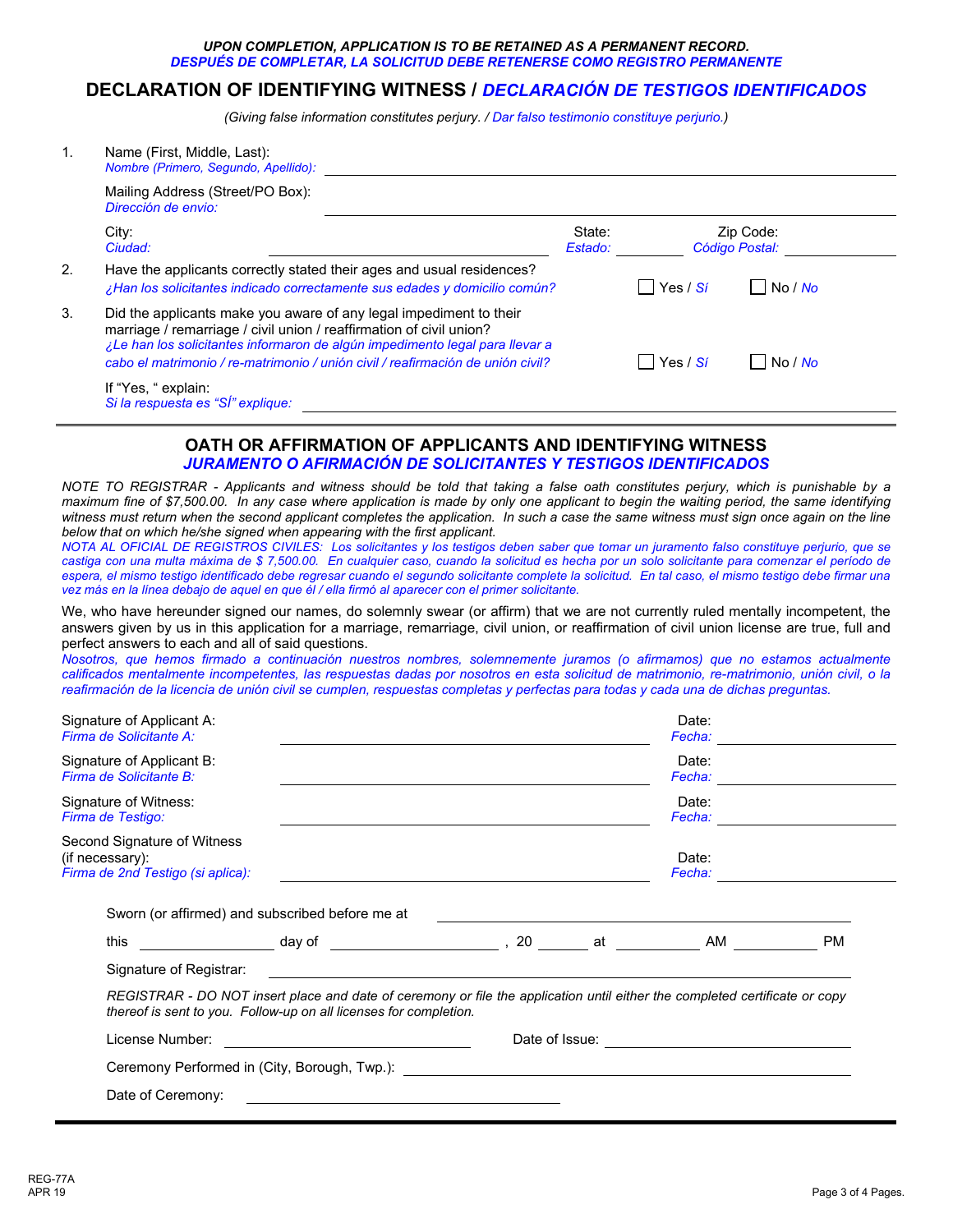*UPON COMPLETION, APPLICATION IS TO BE RETAINED AS A PERMANENT RECORD.*
*DESPUÉS DE COMPLETAR, LA SOLICITUD DEBE RETENERSE COMO REGISTRO PERMANENTE*

# DECLARATION OF IDENTIFYING WITNESS / *DECLARACIÓN DE TESTIGOS IDENTIFICADOS*

*(Giving false information constitutes perjury. / Dar falso testimonio constituye perjurio.)*

1. Name (First, Middle, Last): *Nombre (Primero, Segundo, Apellido):* ______________________

   Mailing Address (Street/PO Box): *Dirección de envio:* ______________________

   City: *Ciudad:* ______________ State: *Estado:* ________ Zip Code: *Código Postal:* ________

2. Have the applicants correctly stated their ages and usual residences?
   *¿Han los solicitantes indicado correctamente sus edades y domicilio común?* ☐ Yes / *Sí* ☐ No / *No*

3. Did the applicants make you aware of any legal impediment to their marriage / remarriage / civil union / reaffirmation of civil union?
   *¿Le han los solicitantes informaron de algún impedimento legal para llevar a cabo el matrimonio / re-matrimonio / unión civil / reafirmación de unión civil?* ☐ Yes / *Sí* ☐ No / *No*

   If "Yes, " explain: *Si la respuesta es "SÍ" explique:* ______________________

---

## OATH OR AFFIRMATION OF APPLICANTS AND IDENTIFYING WITNESS
## *JURAMENTO O AFIRMACIÓN DE SOLICITANTES Y TESTIGOS IDENTIFICADOS*

*NOTE TO REGISTRAR - Applicants and witness should be told that taking a false oath constitutes perjury, which is punishable by a maximum fine of $7,500.00. In any case where application is made by only one applicant to begin the waiting period, the same identifying witness must return when the second applicant completes the application. In such a case the same witness must sign once again on the line below that on which he/she signed when appearing with the first applicant.*
*NOTA AL OFICIAL DE REGISTROS CIVILES: Los solicitantes y los testigos deben saber que tomar un juramento falso constituye perjurio, que se castiga con una multa máxima de $ 7,500.00. En cualquier caso, cuando la solicitud es hecha por un solo solicitante para comenzar el periodo de espera, el mismo testigo identificado debe regresar cuando el segundo solicitante complete la solicitud. En tal caso, el mismo testigo debe firmar una vez más en la línea debajo de aquel en que él / ella firmó al aparecer con el primer solicitante.*

We, who have hereunder signed our names, do solemnly swear (or affirm) that we are not currently ruled mentally incompetent, the answers given by us in this application for a marriage, remarriage, civil union, or reaffirmation of civil union license are true, full and perfect answers to each and all of said questions.
*Nosotros, que hemos firmado a continuación nuestros nombres, solemnemente juramos (o afirmamos) que no estamos actualmente calificados mentalmente incompetentes, las respuestas dadas por nosotros en esta solicitud de matrimonio, re-matrimonio, unión civil, o la reafirmación de la licencia de unión civil se cumplen, respuestas completas y perfectas para todas y cada una de dichas preguntas.*

Signature of Applicant A: *Firma de Solicitante A:* ______________________ Date: *Fecha:* ________

Signature of Applicant B: *Firma de Solicitante B:* ______________________ Date: *Fecha:* ________

Signature of Witness: *Firma de Testigo:* ______________________ Date: *Fecha:* ________

Second Signature of Witness (if necessary): *Firma de 2nd Testigo (si aplica):* ______________________ Date: *Fecha:* ________

Sworn (or affirmed) and subscribed before me at ______________________

this __________ day of ______________, 20 ______ at __________ AM __________ PM

Signature of Registrar: ______________________

*REGISTRAR - DO NOT insert place and date of ceremony or file the application until either the completed certificate or copy thereof is sent to you. Follow-up on all licenses for completion.*

License Number: ______________ Date of Issue: ______________

Ceremony Performed in (City, Borough, Twp.): ______________________

Date of Ceremony: ______________________

REG-77A
APR 19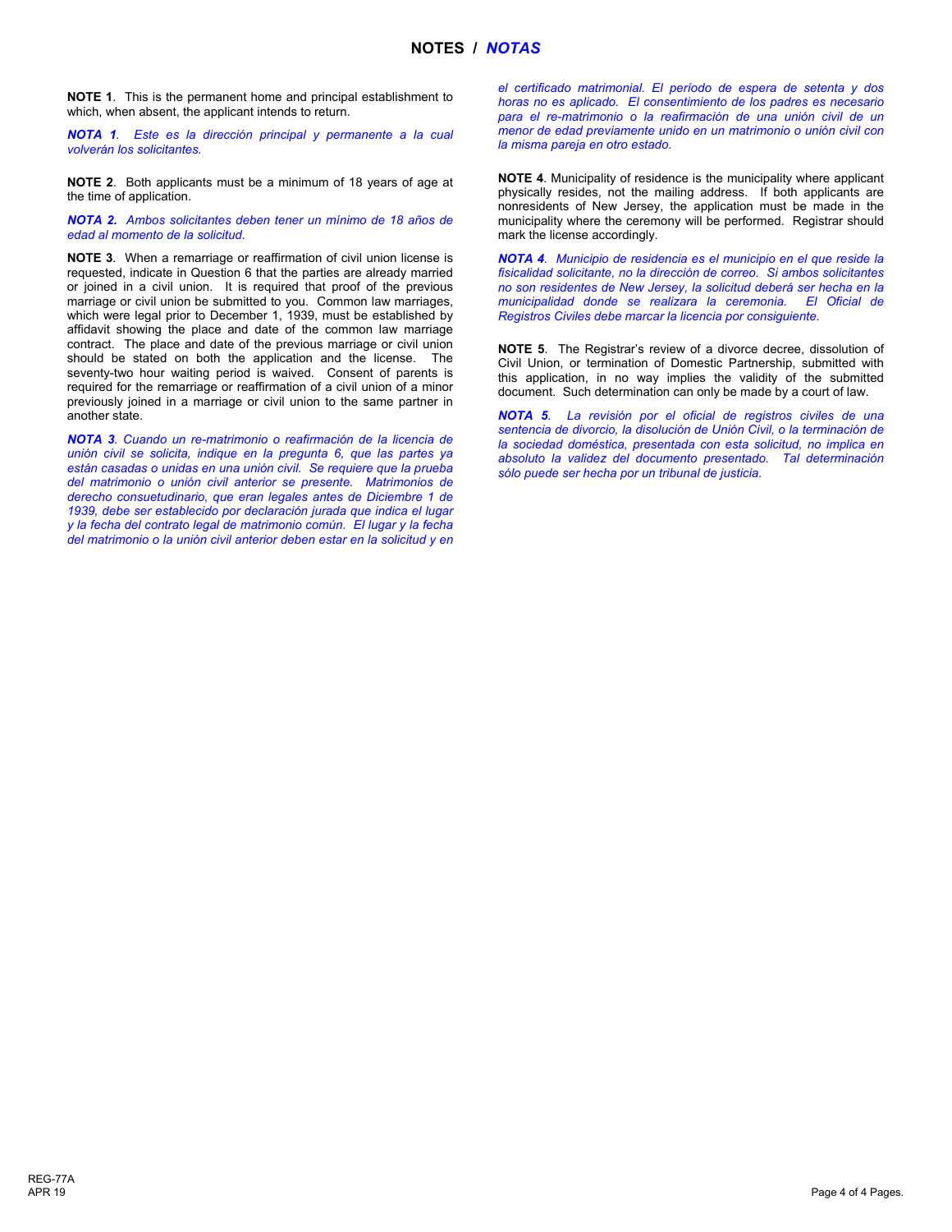## NOTES / *NOTAS*

**NOTE 1**. This is the permanent home and principal establishment to which, when absent, the applicant intends to return.

***NOTA 1****. Este es la dirección principal y permanente a la cual volverán los solicitantes.*

**NOTE 2**. Both applicants must be a minimum of 18 years of age at the time of application.

***NOTA 2.*** *Ambos solicitantes deben tener un mínimo de 18 años de edad al momento de la solicitud.*

**NOTE 3**. When a remarriage or reaffirmation of civil union license is requested, indicate in Question 6 that the parties are already married or joined in a civil union. It is required that proof of the previous marriage or civil union be submitted to you. Common law marriages, which were legal prior to December 1, 1939, must be established by affidavit showing the place and date of the common law marriage contract. The place and date of the previous marriage or civil union should be stated on both the application and the license. The seventy-two hour waiting period is waived. Consent of parents is required for the remarriage or reaffirmation of a civil union of a minor previously joined in a marriage or civil union to the same partner in another state.

***NOTA 3****. Cuando un re-matrimonio o reafirmación de la licencia de unión civil se solicita, indique en la pregunta 6, que las partes ya están casadas o unidas en una unión civil. Se requiere que la prueba del matrimonio o unión civil anterior se presente. Matrimonios de derecho consuetudinario, que eran legales antes de Diciembre 1 de 1939, debe ser establecido por declaración jurada que indica el lugar y la fecha del contrato legal de matrimonio común. El lugar y la fecha del matrimonio o la unión civil anterior deben estar en la solicitud y en el certificado matrimonial. El período de espera de setenta y dos horas no es aplicado. El consentimiento de los padres es necesario para el re-matrimonio o la reafirmación de una unión civil de un menor de edad previamente unido en un matrimonio o unión civil con la misma pareja en otro estado.*

**NOTE 4**. Municipality of residence is the municipality where applicant physically resides, not the mailing address. If both applicants are nonresidents of New Jersey, the application must be made in the municipality where the ceremony will be performed. Registrar should mark the license accordingly.

***NOTA 4****. Municipio de residencia es el municipio en el que reside la fisicalidad solicitante, no la dirección de correo. Si ambos solicitantes no son residentes de New Jersey, la solicitud deberá ser hecha en la municipalidad donde se realizara la ceremonia. El Oficial de Registros Civiles debe marcar la licencia por consiguiente.*

**NOTE 5**. The Registrar's review of a divorce decree, dissolution of Civil Union, or termination of Domestic Partnership, submitted with this application, in no way implies the validity of the submitted document. Such determination can only be made by a court of law.

***NOTA 5****. La revisión por el oficial de registros civiles de una sentencia de divorcio, la disolución de Unión Civil, o la terminación de la sociedad doméstica, presentada con esta solicitud, no implica en absoluto la validez del documento presentado. Tal determinación sólo puede ser hecha por un tribunal de justicia.*

REG-77A
APR 19